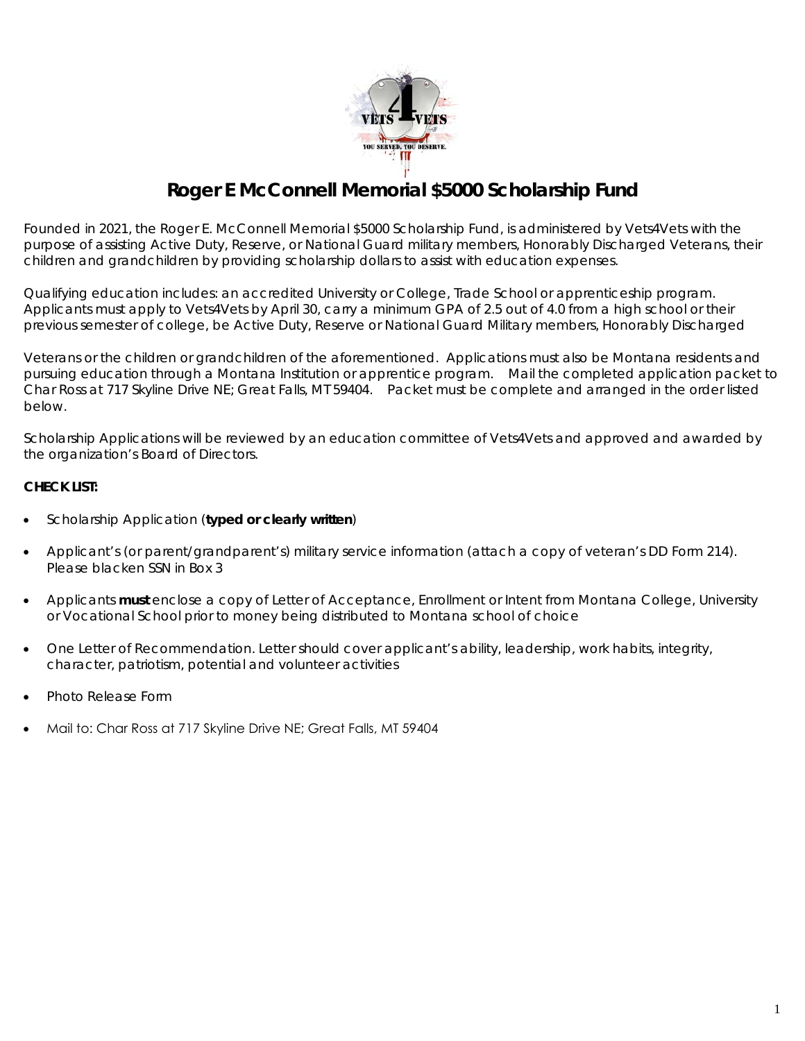# Roger E McConnell Memorial $5000 Scholarship Fund

Founded in 2021, the Roger E. McConnell Memorial $5000 Scholarship Fund, is administered by Vets4Vets with the purpose of assisting Active Duty, Reserve, or National Guard military members, Honorably Discharged Veterans, their children and grandchildren by providing scholarship dollars to assist with education expenses.

Qualifying education includes: an accredited University or College, Trade School or apprenticeship program. Applicants must apply to Vets4Vets by April 30, carry a minimum GPA of 2.5 out of 4.0 from a high school or their previous semester of college, be Active Duty, Reserve or National Guard Military members, Honorably Discharged

Veterans or the children or grandchildren of the aforementioned. Applications must also be Montana residents and pursuing education through a Montana Institution or apprentice program. Mail the completed application packet to Char Ross at 717 Skyline Drive NE; Great Falls, MT 59404. Packet must be complete and arranged in the order listed below.

Scholarship Applications will be reviewed by an education committee of Vets4Vets and approved and awarded by the organization's Board of Directors.

**CHECKLIST:**

- Scholarship Application (**typed or clearly written**)
- Applicant's (or parent/grandparent's) military service information (attach a copy of veteran's DD Form 214). Please blacken SSN in Box 3
- Applicants **must** enclose a copy of Letter of Acceptance, Enrollment or Intent from Montana College, University or Vocational School prior to money being distributed to Montana school of choice
- One Letter of Recommendation. Letter should cover applicant's ability, leadership, work habits, integrity, character, patriotism, potential and volunteer activities
- Photo Release Form
- Mail to: Char Ross at 717 Skyline Drive NE; Great Falls, MT 59404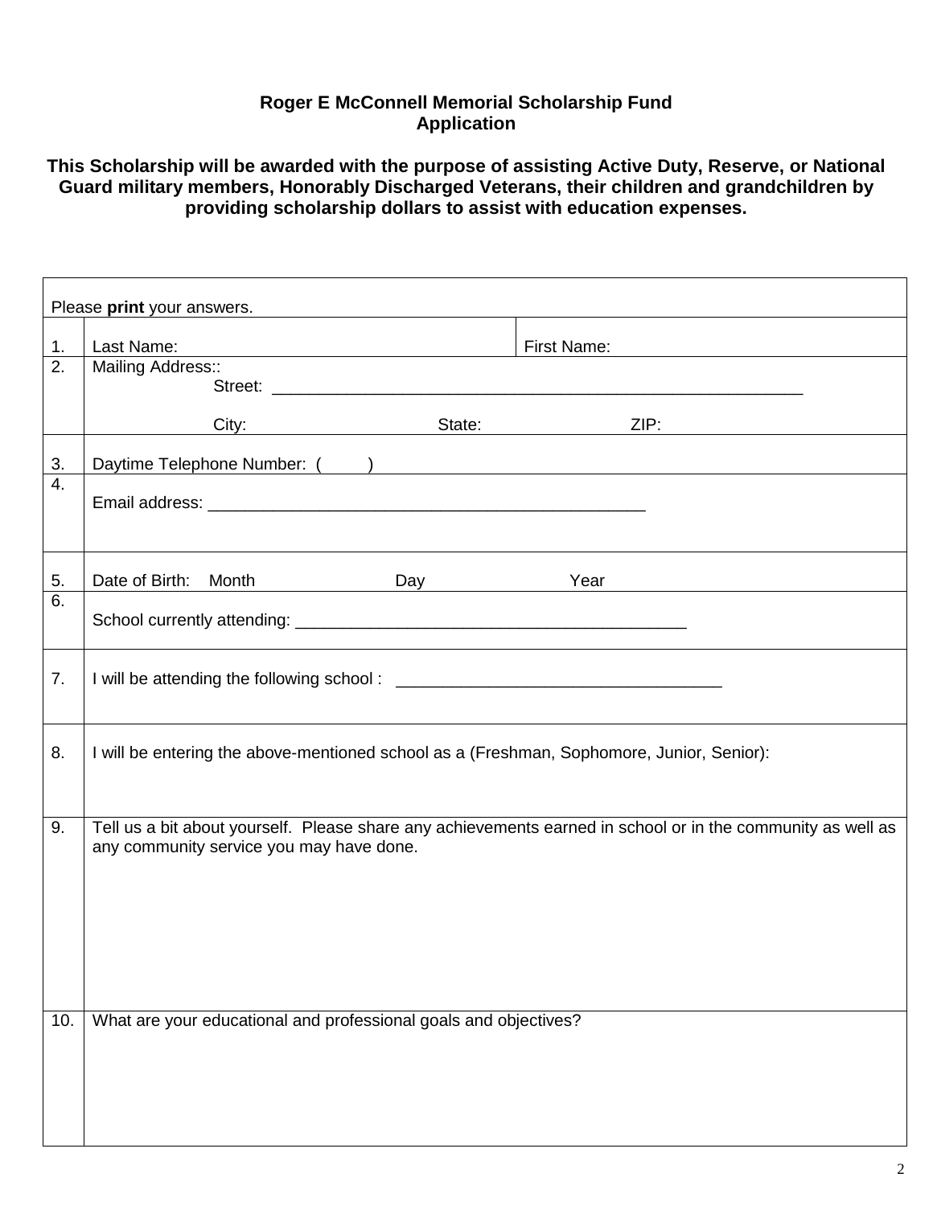**Roger E McConnell Memorial Scholarship Fund**
**Application**

**This Scholarship will be awarded with the purpose of assisting Active Duty, Reserve, or National Guard military members, Honorably Discharged Veterans, their children and grandchildren by providing scholarship dollars to assist with education expenses.**

| Please **print** your answers. | | |
|---|---|---|
| 1. | Last Name: | First Name: |
| 2. | Mailing Address:: <br> Street: ____________________________________________________________ <br> City: State: ZIP: | |
| 3. | Daytime Telephone Number: ( ) | |
| 4. | Email address: _________________________________________________ | |
| 5. | Date of Birth: Month Day Year | |
| 6. | School currently attending: ___________________________________________ | |
| 7. | I will be attending the following school : ____________________________________ | |
| 8. | I will be entering the above-mentioned school as a (Freshman, Sophomore, Junior, Senior): | |
| 9. | Tell us a bit about yourself. Please share any achievements earned in school or in the community as well as any community service you may have done. | |
| 10. | What are your educational and professional goals and objectives? | |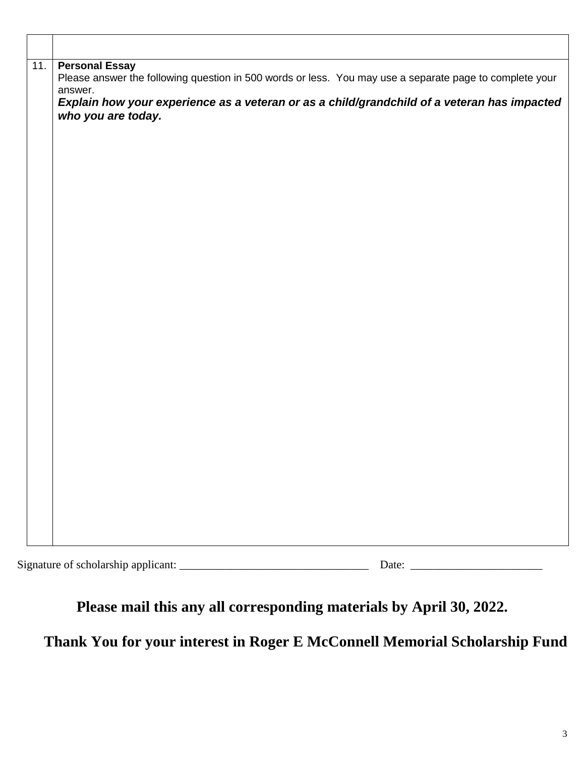| | |
|---|---|
| | |
| 11. | **Personal Essay**<br>Please answer the following question in 500 words or less. You may use a separate page to complete your answer.<br>***Explain how your experience as a veteran or as a child/grandchild of a veteran has impacted who you are today.*** |

Signature of scholarship applicant: ________________________________ Date: ______________________

**Please mail this any all corresponding materials by April 30, 2022.**

**Thank You for your interest in Roger E McConnell Memorial Scholarship Fund**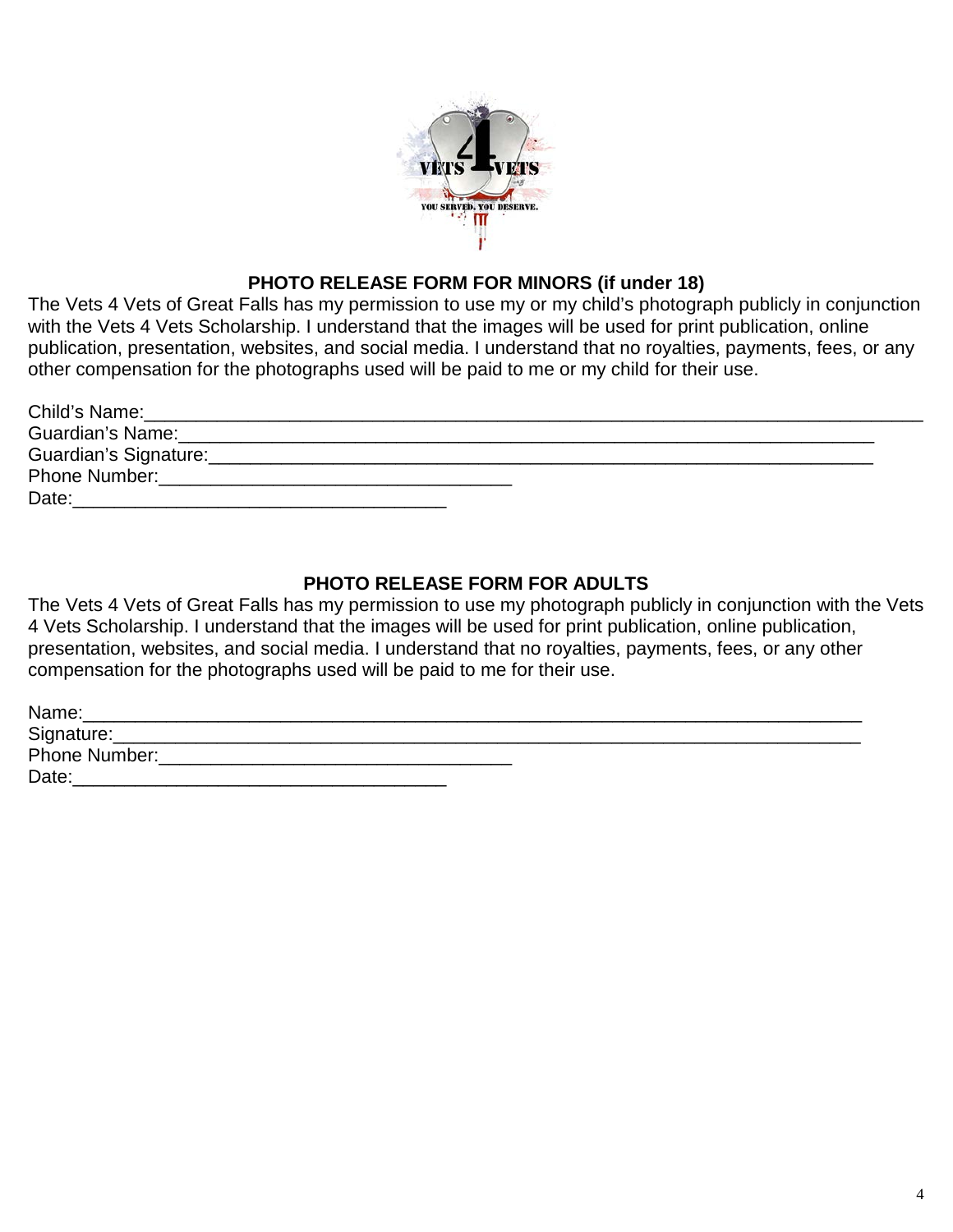## PHOTO RELEASE FORM FOR MINORS (if under 18)

The Vets 4 Vets of Great Falls has my permission to use my or my child's photograph publicly in conjunction with the Vets 4 Vets Scholarship. I understand that the images will be used for print publication, online publication, presentation, websites, and social media. I understand that no royalties, payments, fees, or any other compensation for the photographs used will be paid to me or my child for their use.

Child's Name:_______________________________________________________________________________

Guardian's Name:___________________________________________________________________________

Guardian's Signature:_______________________________________________________________________

Phone Number:__________________________________

Date:____________________________________

## PHOTO RELEASE FORM FOR ADULTS

The Vets 4 Vets of Great Falls has my permission to use my photograph publicly in conjunction with the Vets 4 Vets Scholarship. I understand that the images will be used for print publication, online publication, presentation, websites, and social media. I understand that no royalties, payments, fees, or any other compensation for the photographs used will be paid to me for their use.

Name:___________________________________________________________________________________

Signature:_______________________________________________________________________________

Phone Number:__________________________________

Date:____________________________________